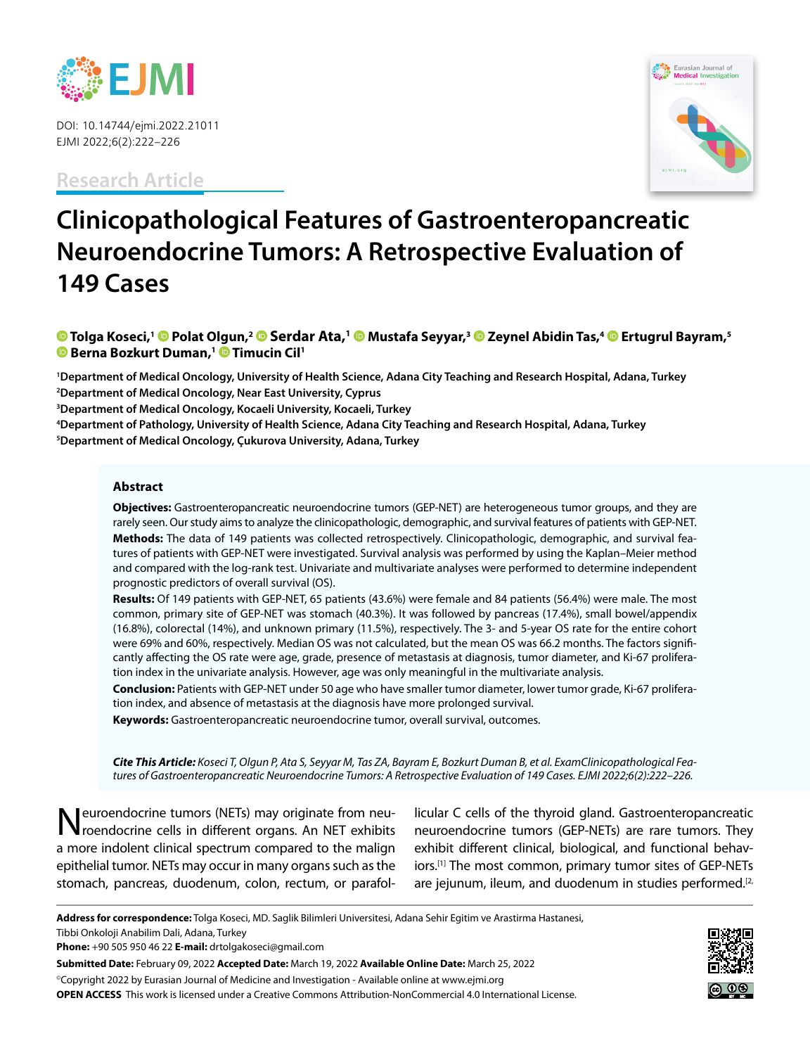Research Article

# Clinicopathological Features of Gastroenteropancreatic Neuroendocrine Tumors: A Retrospective Evaluation of 149 Cases

**Tolga Koseci,[1] Polat Olgun,[2] Serdar Ata,[1] Mustafa Seyyar,[3] Zeynel Abidin Tas,[4] Ertugrul Bayram,[5] Berna Bozkurt Duman,[1] Timucin Cil[1]**

[1]Department of Medical Oncology, University of Health Science, Adana City Teaching and Research Hospital, Adana, Turkey
[2]Department of Medical Oncology, Near East University, Cyprus
[3]Department of Medical Oncology, Kocaeli University, Kocaeli, Turkey
[4]Department of Pathology, University of Health Science, Adana City Teaching and Research Hospital, Adana, Turkey
[5]Department of Medical Oncology, Çukurova University, Adana, Turkey

## Abstract

**Objectives:** Gastroenteropancreatic neuroendocrine tumors (GEP-NET) are heterogeneous tumor groups, and they are rarely seen. Our study aims to analyze the clinicopathologic, demographic, and survival features of patients with GEP-NET.

**Methods:** The data of 149 patients was collected retrospectively. Clinicopathologic, demographic, and survival features of patients with GEP-NET were investigated. Survival analysis was performed by using the Kaplan–Meier method and compared with the log-rank test. Univariate and multivariate analyses were performed to determine independent prognostic predictors of overall survival (OS).

**Results:** Of 149 patients with GEP-NET, 65 patients (43.6%) were female and 84 patients (56.4%) were male. The most common, primary site of GEP-NET was stomach (40.3%). It was followed by pancreas (17.4%), small bowel/appendix (16.8%), colorectal (14%), and unknown primary (11.5%), respectively. The 3- and 5-year OS rate for the entire cohort were 69% and 60%, respectively. Median OS was not calculated, but the mean OS was 66.2 months. The factors significantly affecting the OS rate were age, grade, presence of metastasis at diagnosis, tumor diameter, and Ki-67 proliferation index in the univariate analysis. However, age was only meaningful in the multivariate analysis.

**Conclusion:** Patients with GEP-NET under 50 age who have smaller tumor diameter, lower tumor grade, Ki-67 proliferation index, and absence of metastasis at the diagnosis have more prolonged survival.

**Keywords:** Gastroenteropancreatic neuroendocrine tumor, overall survival, outcomes.

*Cite This Article: Koseci T, Olgun P, Ata S, Seyyar M, Tas ZA, Bayram E, Bozkurt Duman B, et al. ExamClinicopathological Features of Gastroenteropancreatic Neuroendocrine Tumors: A Retrospective Evaluation of 149 Cases. EJMI 2022;6(2):222–226.*

Neuroendocrine tumors (NETs) may originate from neuroendocrine cells in different organs. An NET exhibits a more indolent clinical spectrum compared to the malign epithelial tumor. NETs may occur in many organs such as the stomach, pancreas, duodenum, colon, rectum, or parafollicular C cells of the thyroid gland. Gastroenteropancreatic neuroendocrine tumors (GEP-NETs) are rare tumors. They exhibit different clinical, biological, and functional behaviors.[1] The most common, primary tumor sites of GEP-NETs are jejunum, ileum, and duodenum in studies performed.[2,

**Address for correspondence:** Tolga Koseci, MD. Saglik Bilimleri Universitesi, Adana Sehir Egitim ve Arastirma Hastanesi, Tibbi Onkoloji Anabilim Dali, Adana, Turkey
**Phone:** +90 505 950 46 22 **E-mail:** drtolgakoseci@gmail.com

**Submitted Date:** February 09, 2022 **Accepted Date:** March 19, 2022 **Available Online Date:** March 25, 2022

©Copyright 2022 by Eurasian Journal of Medicine and Investigation - Available online at www.ejmi.org

**OPEN ACCESS** This work is licensed under a Creative Commons Attribution-NonCommercial 4.0 International License.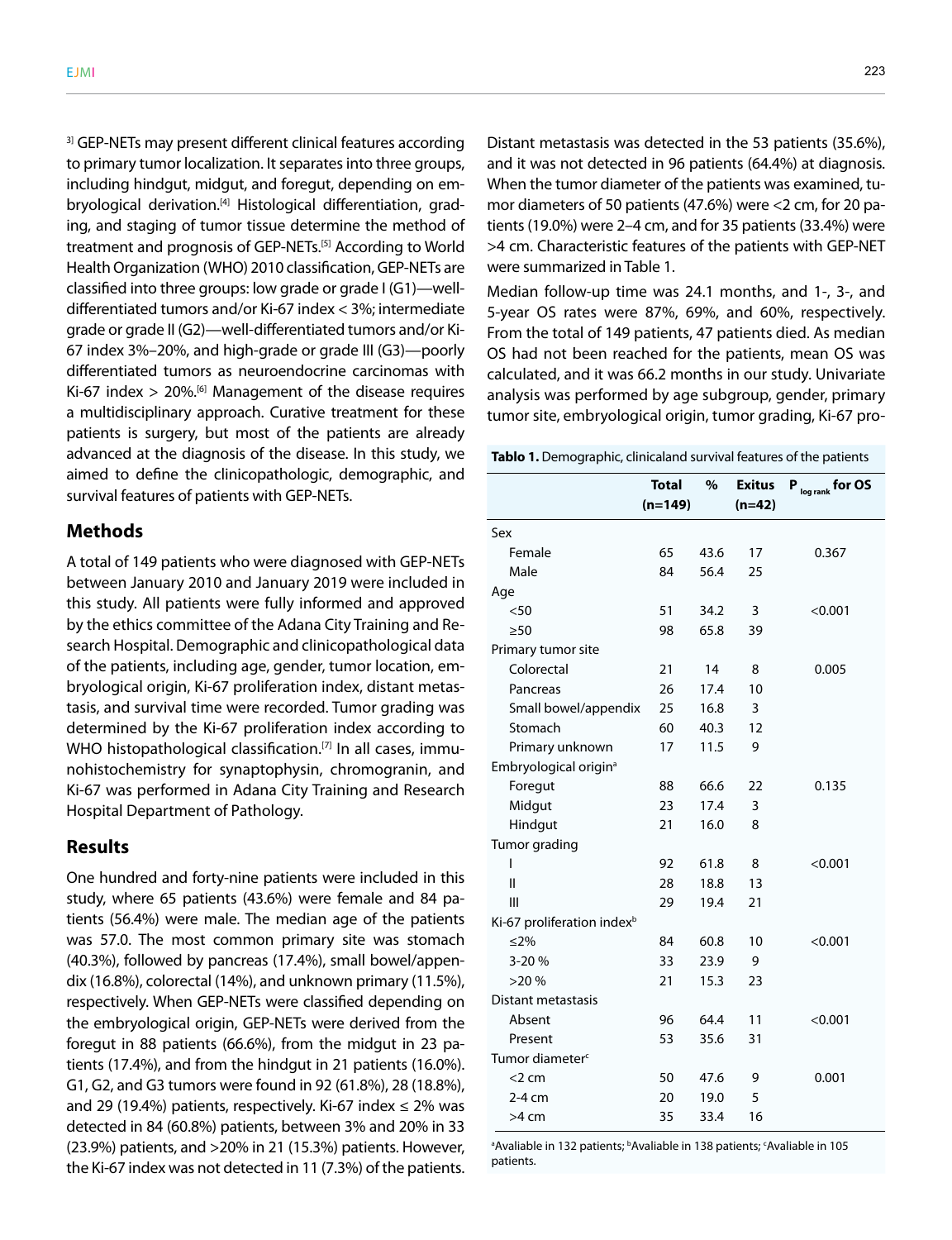[3] GEP-NETs may present different clinical features according to primary tumor localization. It separates into three groups, including hindgut, midgut, and foregut, depending on embryological derivation.[4] Histological differentiation, grading, and staging of tumor tissue determine the method of treatment and prognosis of GEP-NETs.[5] According to World Health Organization (WHO) 2010 classification, GEP-NETs are classified into three groups: low grade or grade I (G1)—well-differentiated tumors and/or Ki-67 index < 3%; intermediate grade or grade II (G2)—well-differentiated tumors and/or Ki-67 index 3%–20%, and high-grade or grade III (G3)—poorly differentiated tumors as neuroendocrine carcinomas with Ki-67 index > 20%.[6] Management of the disease requires a multidisciplinary approach. Curative treatment for these patients is surgery, but most of the patients are already advanced at the diagnosis of the disease. In this study, we aimed to define the clinicopathologic, demographic, and survival features of patients with GEP-NETs.

## Methods

A total of 149 patients who were diagnosed with GEP-NETs between January 2010 and January 2019 were included in this study. All patients were fully informed and approved by the ethics committee of the Adana City Training and Research Hospital. Demographic and clinicopathological data of the patients, including age, gender, tumor location, embryological origin, Ki-67 proliferation index, distant metastasis, and survival time were recorded. Tumor grading was determined by the Ki-67 proliferation index according to WHO histopathological classification.[7] In all cases, immunohistochemistry for synaptophysin, chromogranin, and Ki-67 was performed in Adana City Training and Research Hospital Department of Pathology.

## Results

One hundred and forty-nine patients were included in this study, where 65 patients (43.6%) were female and 84 patients (56.4%) were male. The median age of the patients was 57.0. The most common primary site was stomach (40.3%), followed by pancreas (17.4%), small bowel/appendix (16.8%), colorectal (14%), and unknown primary (11.5%), respectively. When GEP-NETs were classified depending on the embryological origin, GEP-NETs were derived from the foregut in 88 patients (66.6%), from the midgut in 23 patients (17.4%), and from the hindgut in 21 patients (16.0%). G1, G2, and G3 tumors were found in 92 (61.8%), 28 (18.8%), and 29 (19.4%) patients, respectively. Ki-67 index ≤ 2% was detected in 84 (60.8%) patients, between 3% and 20% in 33 (23.9%) patients, and >20% in 21 (15.3%) patients. However, the Ki-67 index was not detected in 11 (7.3%) of the patients. Distant metastasis was detected in the 53 patients (35.6%), and it was not detected in 96 patients (64.4%) at diagnosis. When the tumor diameter of the patients was examined, tumor diameters of 50 patients (47.6%) were <2 cm, for 20 patients (19.0%) were 2–4 cm, and for 35 patients (33.4%) were >4 cm. Characteristic features of the patients with GEP-NET were summarized in Table 1.

Median follow-up time was 24.1 months, and 1-, 3-, and 5-year OS rates were 87%, 69%, and 60%, respectively. From the total of 149 patients, 47 patients died. As median OS had not been reached for the patients, mean OS was calculated, and it was 66.2 months in our study. Univariate analysis was performed by age subgroup, gender, primary tumor site, embryological origin, tumor grading, Ki-67 pro-

**Tablo 1.** Demographic, clinicaland survival features of the patients

| | Total (n=149) | % | Exitus (n=42) | $P_{\text{log rank}}$ for OS |
|---|---|---|---|---|
| Sex | | | | |
| Female | 65 | 43.6 | 17 | 0.367 |
| Male | 84 | 56.4 | 25 | |
| Age | | | | |
| <50 | 51 | 34.2 | 3 | <0.001 |
| ≥50 | 98 | 65.8 | 39 | |
| Primary tumor site | | | | |
| Colorectal | 21 | 14 | 8 | 0.005 |
| Pancreas | 26 | 17.4 | 10 | |
| Small bowel/appendix | 25 | 16.8 | 3 | |
| Stomach | 60 | 40.3 | 12 | |
| Primary unknown | 17 | 11.5 | 9 | |
| Embryological origin[a] | | | | |
| Foregut | 88 | 66.6 | 22 | 0.135 |
| Midgut | 23 | 17.4 | 3 | |
| Hindgut | 21 | 16.0 | 8 | |
| Tumor grading | | | | |
| I | 92 | 61.8 | 8 | <0.001 |
| II | 28 | 18.8 | 13 | |
| III | 29 | 19.4 | 21 | |
| Ki-67 proliferation index[b] | | | | |
| ≤2% | 84 | 60.8 | 10 | <0.001 |
| 3-20 % | 33 | 23.9 | 9 | |
| >20 % | 21 | 15.3 | 23 | |
| Distant metastasis | | | | |
| Absent | 96 | 64.4 | 11 | <0.001 |
| Present | 53 | 35.6 | 31 | |
| Tumor diameter[c] | | | | |
| <2 cm | 50 | 47.6 | 9 | 0.001 |
| 2-4 cm | 20 | 19.0 | 5 | |
| >4 cm | 35 | 33.4 | 16 | |

[a]Avaliable in 132 patients; [b]Avaliable in 138 patients; [c]Avaliable in 105 patients.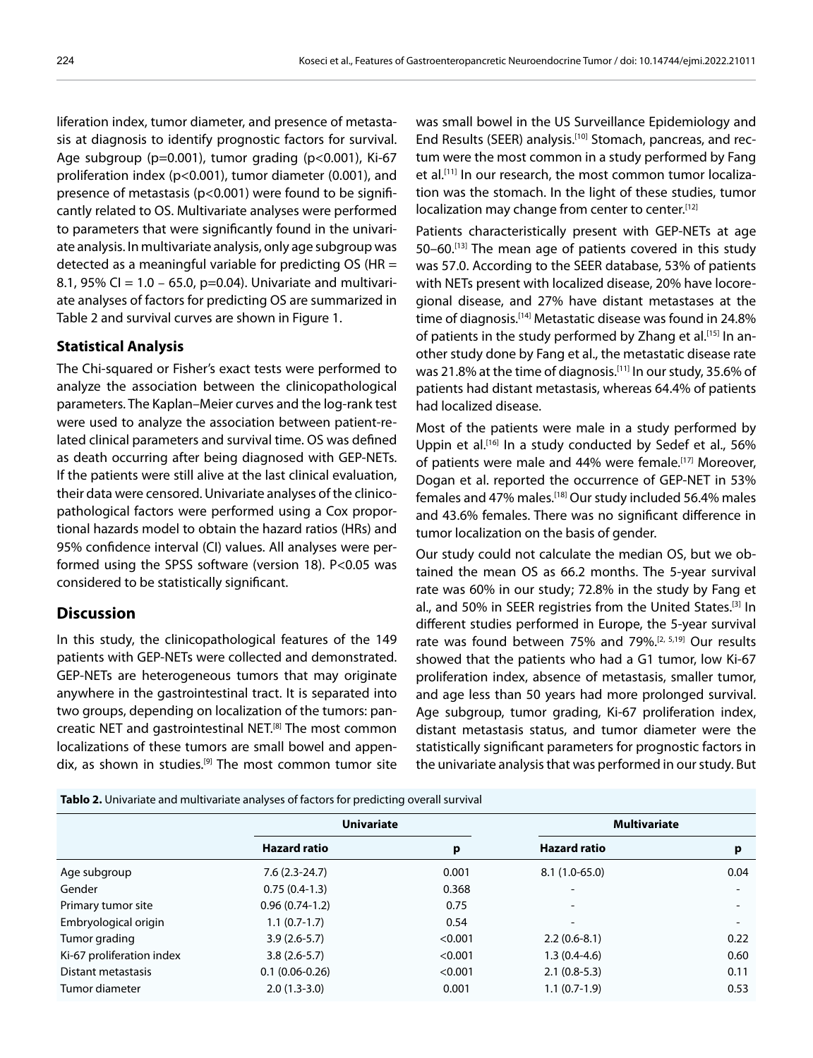liferation index, tumor diameter, and presence of metastasis at diagnosis to identify prognostic factors for survival. Age subgroup (p=0.001), tumor grading (p<0.001), Ki-67 proliferation index (p<0.001), tumor diameter (0.001), and presence of metastasis (p<0.001) were found to be significantly related to OS. Multivariate analyses were performed to parameters that were significantly found in the univariate analysis. In multivariate analysis, only age subgroup was detected as a meaningful variable for predicting OS (HR = 8.1, 95% CI = 1.0 – 65.0, p=0.04). Univariate and multivariate analyses of factors for predicting OS are summarized in Table 2 and survival curves are shown in Figure 1.

### Statistical Analysis

The Chi-squared or Fisher's exact tests were performed to analyze the association between the clinicopathological parameters. The Kaplan–Meier curves and the log-rank test were used to analyze the association between patient-related clinical parameters and survival time. OS was defined as death occurring after being diagnosed with GEP-NETs. If the patients were still alive at the last clinical evaluation, their data were censored. Univariate analyses of the clinicopathological factors were performed using a Cox proportional hazards model to obtain the hazard ratios (HRs) and 95% confidence interval (CI) values. All analyses were performed using the SPSS software (version 18). P<0.05 was considered to be statistically significant.

## Discussion

In this study, the clinicopathological features of the 149 patients with GEP-NETs were collected and demonstrated. GEP-NETs are heterogeneous tumors that may originate anywhere in the gastrointestinal tract. It is separated into two groups, depending on localization of the tumors: pancreatic NET and gastrointestinal NET.[8] The most common localizations of these tumors are small bowel and appendix, as shown in studies.[9] The most common tumor site was small bowel in the US Surveillance Epidemiology and End Results (SEER) analysis.[10] Stomach, pancreas, and rectum were the most common in a study performed by Fang et al.[11] In our research, the most common tumor localization was the stomach. In the light of these studies, tumor localization may change from center to center.[12]

Patients characteristically present with GEP-NETs at age 50–60.[13] The mean age of patients covered in this study was 57.0. According to the SEER database, 53% of patients with NETs present with localized disease, 20% have locoregional disease, and 27% have distant metastases at the time of diagnosis.[14] Metastatic disease was found in 24.8% of patients in the study performed by Zhang et al.[15] In another study done by Fang et al., the metastatic disease rate was 21.8% at the time of diagnosis.[11] In our study, 35.6% of patients had distant metastasis, whereas 64.4% of patients had localized disease.

Most of the patients were male in a study performed by Uppin et al.[16] In a study conducted by Sedef et al., 56% of patients were male and 44% were female.[17] Moreover, Dogan et al. reported the occurrence of GEP-NET in 53% females and 47% males.[18] Our study included 56.4% males and 43.6% females. There was no significant difference in tumor localization on the basis of gender.

Our study could not calculate the median OS, but we obtained the mean OS as 66.2 months. The 5-year survival rate was 60% in our study; 72.8% in the study by Fang et al., and 50% in SEER registries from the United States.[3] In different studies performed in Europe, the 5-year survival rate was found between 75% and 79%.[2, 5,19] Our results showed that the patients who had a G1 tumor, low Ki-67 proliferation index, absence of metastasis, smaller tumor, and age less than 50 years had more prolonged survival. Age subgroup, tumor grading, Ki-67 proliferation index, distant metastasis status, and tumor diameter were the statistically significant parameters for prognostic factors in the univariate analysis that was performed in our study. But

**Tablo 2.** Univariate and multivariate analyses of factors for predicting overall survival

| | Univariate | | Multivariate | |
|---|---|---|---|---|
| | **Hazard ratio** | **p** | **Hazard ratio** | **p** |
| Age subgroup | 7.6 (2.3-24.7) | 0.001 | 8.1 (1.0-65.0) | 0.04 |
| Gender | 0.75 (0.4-1.3) | 0.368 | - | - |
| Primary tumor site | 0.96 (0.74-1.2) | 0.75 | - | - |
| Embryological origin | 1.1 (0.7-1.7) | 0.54 | - | - |
| Tumor grading | 3.9 (2.6-5.7) | <0.001 | 2.2 (0.6-8.1) | 0.22 |
| Ki-67 proliferation index | 3.8 (2.6-5.7) | <0.001 | 1.3 (0.4-4.6) | 0.60 |
| Distant metastasis | 0.1 (0.06-0.26) | <0.001 | 2.1 (0.8-5.3) | 0.11 |
| Tumor diameter | 2.0 (1.3-3.0) | 0.001 | 1.1 (0.7-1.9) | 0.53 |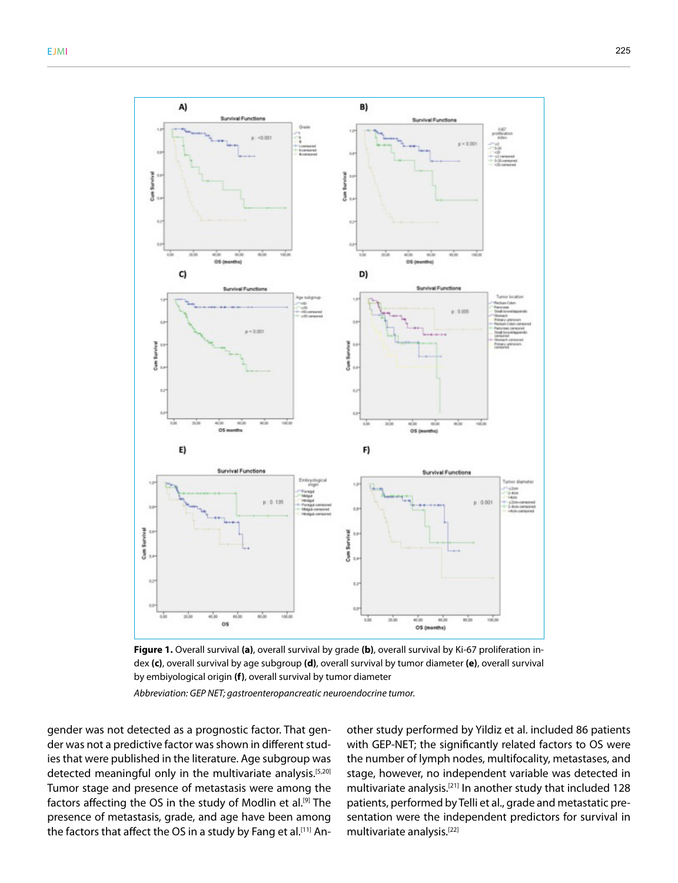**Figure 1.** Overall survival **(a)**, overall survival by grade **(b)**, overall survival by Ki-67 proliferation index **(c)**, overall survival by age subgroup **(d)**, overall survival by tumor diameter **(e)**, overall survival by embiyological origin **(f)**, overall survival by tumor diameter

*Abbreviation: GEP NET; gastroenteropancreatic neuroendocrine tumor.*

gender was not detected as a prognostic factor. That gender was not a predictive factor was shown in different studies that were published in the literature. Age subgroup was detected meaningful only in the multivariate analysis.[5,20] Tumor stage and presence of metastasis were among the factors affecting the OS in the study of Modlin et al.[9] The presence of metastasis, grade, and age have been among the factors that affect the OS in a study by Fang et al.[11] Another study performed by Yildiz et al. included 86 patients with GEP-NET; the significantly related factors to OS were the number of lymph nodes, multifocality, metastases, and stage, however, no independent variable was detected in multivariate analysis.[21] In another study that included 128 patients, performed by Telli et al., grade and metastatic presentation were the independent predictors for survival in multivariate analysis.[22]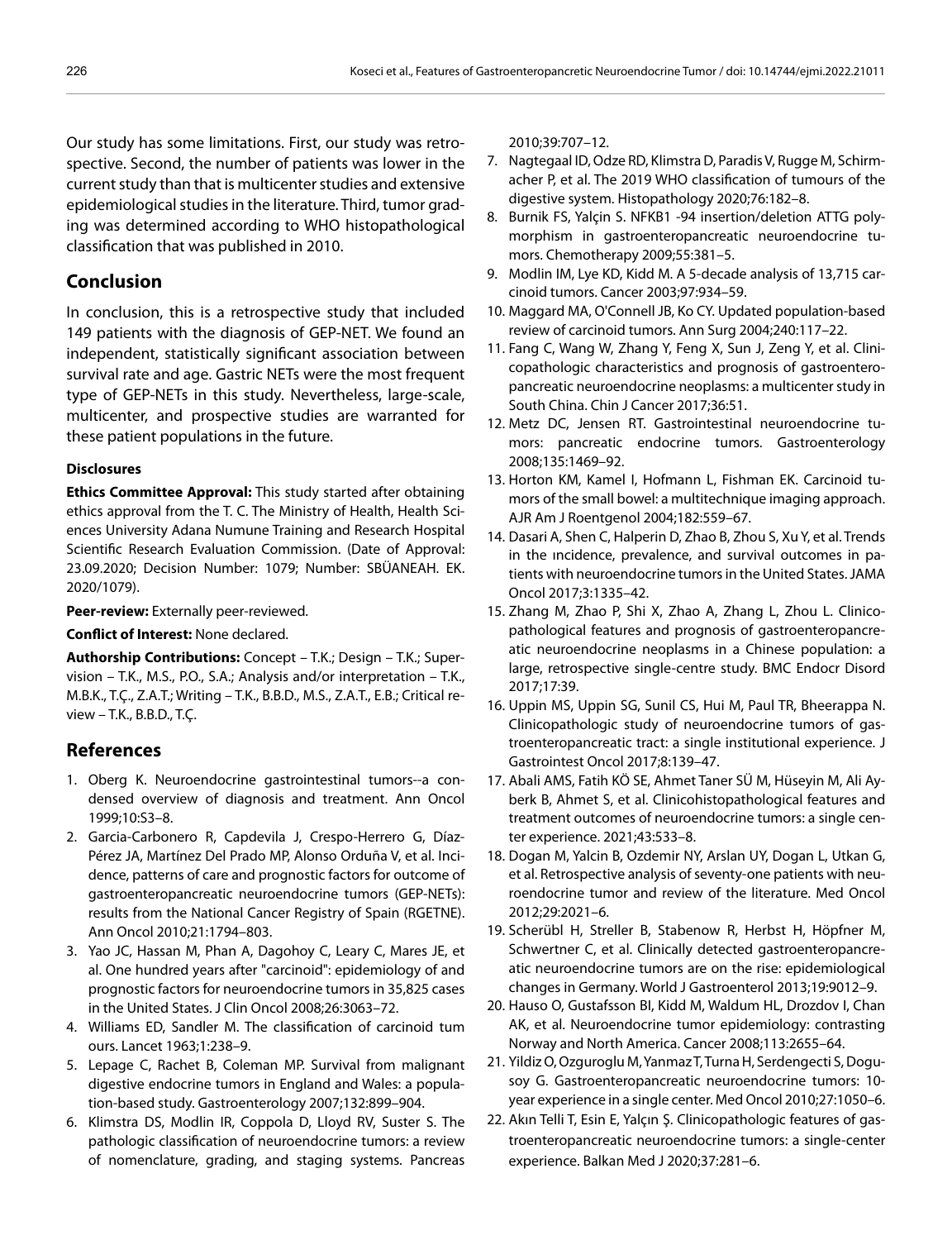Our study has some limitations. First, our study was retrospective. Second, the number of patients was lower in the current study than that is multicenter studies and extensive epidemiological studies in the literature. Third, tumor grading was determined according to WHO histopathological classification that was published in 2010.

## Conclusion

In conclusion, this is a retrospective study that included 149 patients with the diagnosis of GEP-NET. We found an independent, statistically significant association between survival rate and age. Gastric NETs were the most frequent type of GEP-NETs in this study. Nevertheless, large-scale, multicenter, and prospective studies are warranted for these patient populations in the future.

#### Disclosures

**Ethics Committee Approval:** This study started after obtaining ethics approval from the T. C. The Ministry of Health, Health Sciences University Adana Numune Training and Research Hospital Scientific Research Evaluation Commission. (Date of Approval: 23.09.2020; Decision Number: 1079; Number: SBÜANEAH. EK. 2020/1079).

**Peer-review:** Externally peer-reviewed.

**Conflict of Interest:** None declared.

**Authorship Contributions:** Concept – T.K.; Design – T.K.; Supervision – T.K., M.S., P.O., S.A.; Analysis and/or interpretation – T.K., M.B.K., T.Ç., Z.A.T.; Writing – T.K., B.B.D., M.S., Z.A.T., E.B.; Critical review – T.K., B.B.D., T.Ç.

## References

1. Oberg K. Neuroendocrine gastrointestinal tumors--a condensed overview of diagnosis and treatment. Ann Oncol 1999;10:S3–8.
2. Garcia-Carbonero R, Capdevila J, Crespo-Herrero G, Díaz-Pérez JA, Martínez Del Prado MP, Alonso Orduña V, et al. Incidence, patterns of care and prognostic factors for outcome of gastroenteropancreatic neuroendocrine tumors (GEP-NETs): results from the National Cancer Registry of Spain (RGETNE). Ann Oncol 2010;21:1794–803.
3. Yao JC, Hassan M, Phan A, Dagohoy C, Leary C, Mares JE, et al. One hundred years after "carcinoid": epidemiology of and prognostic factors for neuroendocrine tumors in 35,825 cases in the United States. J Clin Oncol 2008;26:3063–72.
4. Williams ED, Sandler M. The classification of carcinoid tum ours. Lancet 1963;1:238–9.
5. Lepage C, Rachet B, Coleman MP. Survival from malignant digestive endocrine tumors in England and Wales: a population-based study. Gastroenterology 2007;132:899–904.
6. Klimstra DS, Modlin IR, Coppola D, Lloyd RV, Suster S. The pathologic classification of neuroendocrine tumors: a review of nomenclature, grading, and staging systems. Pancreas 2010;39:707–12.
7. Nagtegaal ID, Odze RD, Klimstra D, Paradis V, Rugge M, Schirmacher P, et al. The 2019 WHO classification of tumours of the digestive system. Histopathology 2020;76:182–8.
8. Burnik FS, Yalçin S. NFKB1 -94 insertion/deletion ATTG polymorphism in gastroenteropancreatic neuroendocrine tumors. Chemotherapy 2009;55:381–5.
9. Modlin IM, Lye KD, Kidd M. A 5-decade analysis of 13,715 carcinoid tumors. Cancer 2003;97:934–59.
10. Maggard MA, O'Connell JB, Ko CY. Updated population-based review of carcinoid tumors. Ann Surg 2004;240:117–22.
11. Fang C, Wang W, Zhang Y, Feng X, Sun J, Zeng Y, et al. Clinicopathologic characteristics and prognosis of gastroenteropancreatic neuroendocrine neoplasms: a multicenter study in South China. Chin J Cancer 2017;36:51.
12. Metz DC, Jensen RT. Gastrointestinal neuroendocrine tumors: pancreatic endocrine tumors. Gastroenterology 2008;135:1469–92.
13. Horton KM, Kamel I, Hofmann L, Fishman EK. Carcinoid tumors of the small bowel: a multitechnique imaging approach. AJR Am J Roentgenol 2004;182:559–67.
14. Dasari A, Shen C, Halperin D, Zhao B, Zhou S, Xu Y, et al. Trends in the ıncidence, prevalence, and survival outcomes in patients with neuroendocrine tumors in the United States. JAMA Oncol 2017;3:1335–42.
15. Zhang M, Zhao P, Shi X, Zhao A, Zhang L, Zhou L. Clinicopathological features and prognosis of gastroenteropancreatic neuroendocrine neoplasms in a Chinese population: a large, retrospective single-centre study. BMC Endocr Disord 2017;17:39.
16. Uppin MS, Uppin SG, Sunil CS, Hui M, Paul TR, Bheerappa N. Clinicopathologic study of neuroendocrine tumors of gastroenteropancreatic tract: a single institutional experience. J Gastrointest Oncol 2017;8:139–47.
17. Abali AMS, Fatih KÖ SE, Ahmet Taner SÜ M, Hüseyin M, Ali Ayberk B, Ahmet S, et al. Clinicohistopathological features and treatment outcomes of neuroendocrine tumors: a single center experience. 2021;43:533–8.
18. Dogan M, Yalcin B, Ozdemir NY, Arslan UY, Dogan L, Utkan G, et al. Retrospective analysis of seventy-one patients with neuroendocrine tumor and review of the literature. Med Oncol 2012;29:2021–6.
19. Scherübl H, Streller B, Stabenow R, Herbst H, Höpfner M, Schwertner C, et al. Clinically detected gastroenteropancreatic neuroendocrine tumors are on the rise: epidemiological changes in Germany. World J Gastroenterol 2013;19:9012–9.
20. Hauso O, Gustafsson BI, Kidd M, Waldum HL, Drozdov I, Chan AK, et al. Neuroendocrine tumor epidemiology: contrasting Norway and North America. Cancer 2008;113:2655–64.
21. Yildiz O, Ozguroglu M, Yanmaz T, Turna H, Serdengecti S, Dogusoy G. Gastroenteropancreatic neuroendocrine tumors: 10-year experience in a single center. Med Oncol 2010;27:1050–6.
22. Akın Telli T, Esin E, Yalçın Ş. Clinicopathologic features of gastroenteropancreatic neuroendocrine tumors: a single-center experience. Balkan Med J 2020;37:281–6.